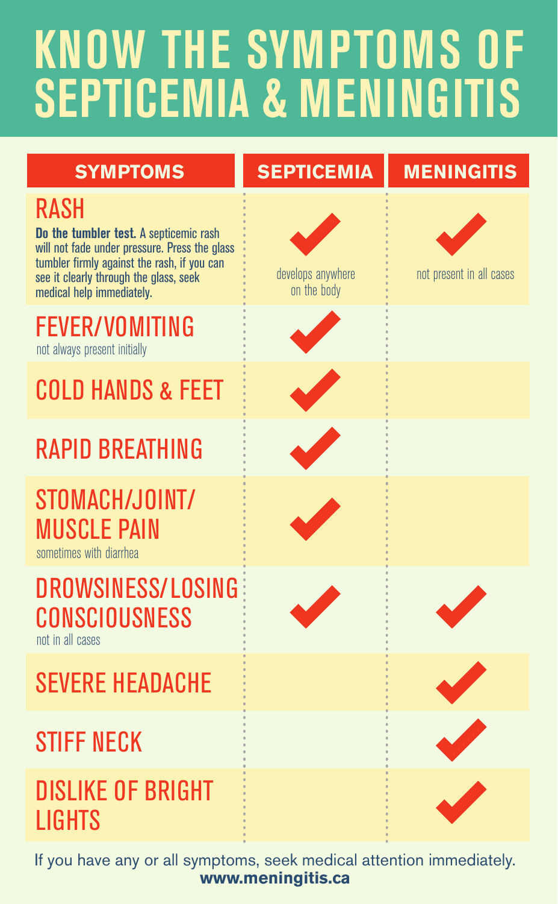# KNOW THE SYMPTOMS OF SEPTICEMIA & MENINGITIS

| SYMPTOMS | SEPTICEMIA | MENINGITIS |
|---|---|---|
| **RASH**<br>**Do the tumbler test.** A septicemic rash will not fade under pressure. Press the glass tumbler firmly against the rash, if you can see it clearly through the glass, seek medical help immediately. | ✓<br>develops anywhere on the body | ✓<br>not present in all cases |
| **FEVER/VOMITING**<br>not always present initially | ✓ | |
| **COLD HANDS & FEET** | ✓ | |
| **RAPID BREATHING** | ✓ | |
| **STOMACH/JOINT/MUSCLE PAIN**<br>sometimes with diarrhea | ✓ | |
| **DROWSINESS/LOSING CONSCIOUSNESS**<br>not in all cases | ✓ | ✓ |
| **SEVERE HEADACHE** | | ✓ |
| **STIFF NECK** | | ✓ |
| **DISLIKE OF BRIGHT LIGHTS** | | ✓ |

If you have any or all symptoms, seek medical attention immediately.

**www.meningitis.ca**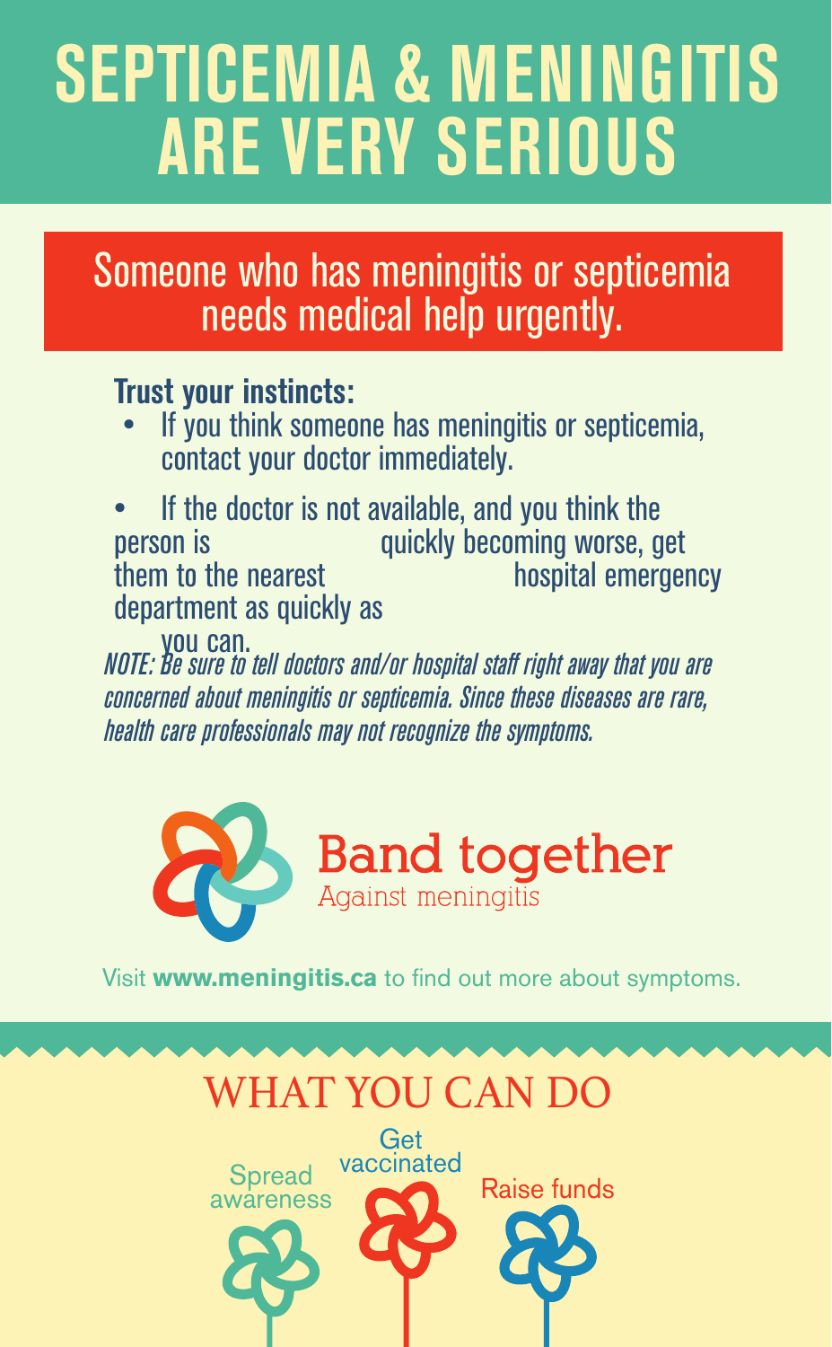# SEPTICEMIA & MENINGITIS ARE VERY SERIOUS

## Someone who has meningitis or septicemia needs medical help urgently.

**Trust your instincts:**

- If you think someone has meningitis or septicemia, contact your doctor immediately.
- If the doctor is not available, and you think the person is quickly becoming worse, get them to the nearest hospital emergency department as quickly as you can.

*NOTE: Be sure to tell doctors and/or hospital staff right away that you are concerned about meningitis or septicemia. Since these diseases are rare, health care professionals may not recognize the symptoms.*

Band together
Against meningitis

Visit **www.meningitis.ca** to find out more about symptoms.

## WHAT YOU CAN DO

Spread awareness

Get vaccinated

Raise funds